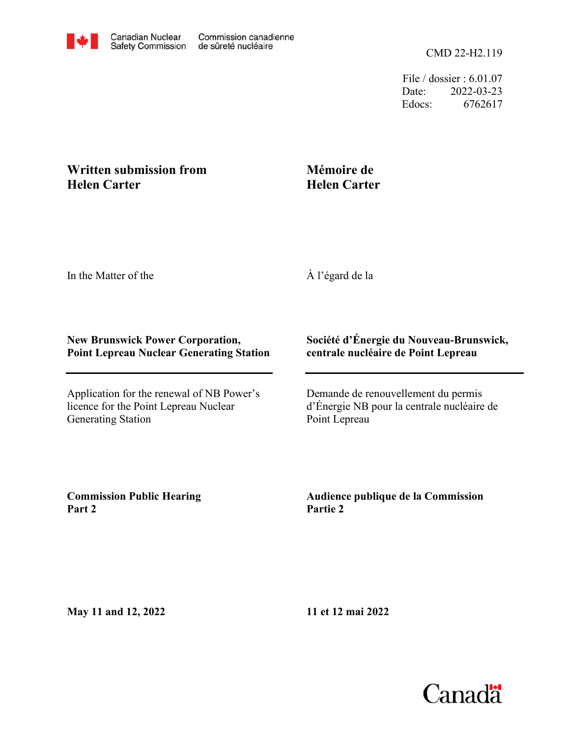Canadian Nuclear Safety Commission | Commission canadienne de sûreté nucléaire

CMD 22-H2.119

File / dossier : 6.01.07
Date: 2022-03-23
Edocs: 6762617

**Written submission from Helen Carter**

**Mémoire de Helen Carter**

In the Matter of the

À l'égard de la

**New Brunswick Power Corporation, Point Lepreau Nuclear Generating Station**

**Société d'Énergie du Nouveau-Brunswick, centrale nucléaire de Point Lepreau**

Application for the renewal of NB Power's licence for the Point Lepreau Nuclear Generating Station

Demande de renouvellement du permis d'Énergie NB pour la centrale nucléaire de Point Lepreau

**Commission Public Hearing Part 2**

**Audience publique de la Commission Partie 2**

**May 11 and 12, 2022**

**11 et 12 mai 2022**

Canada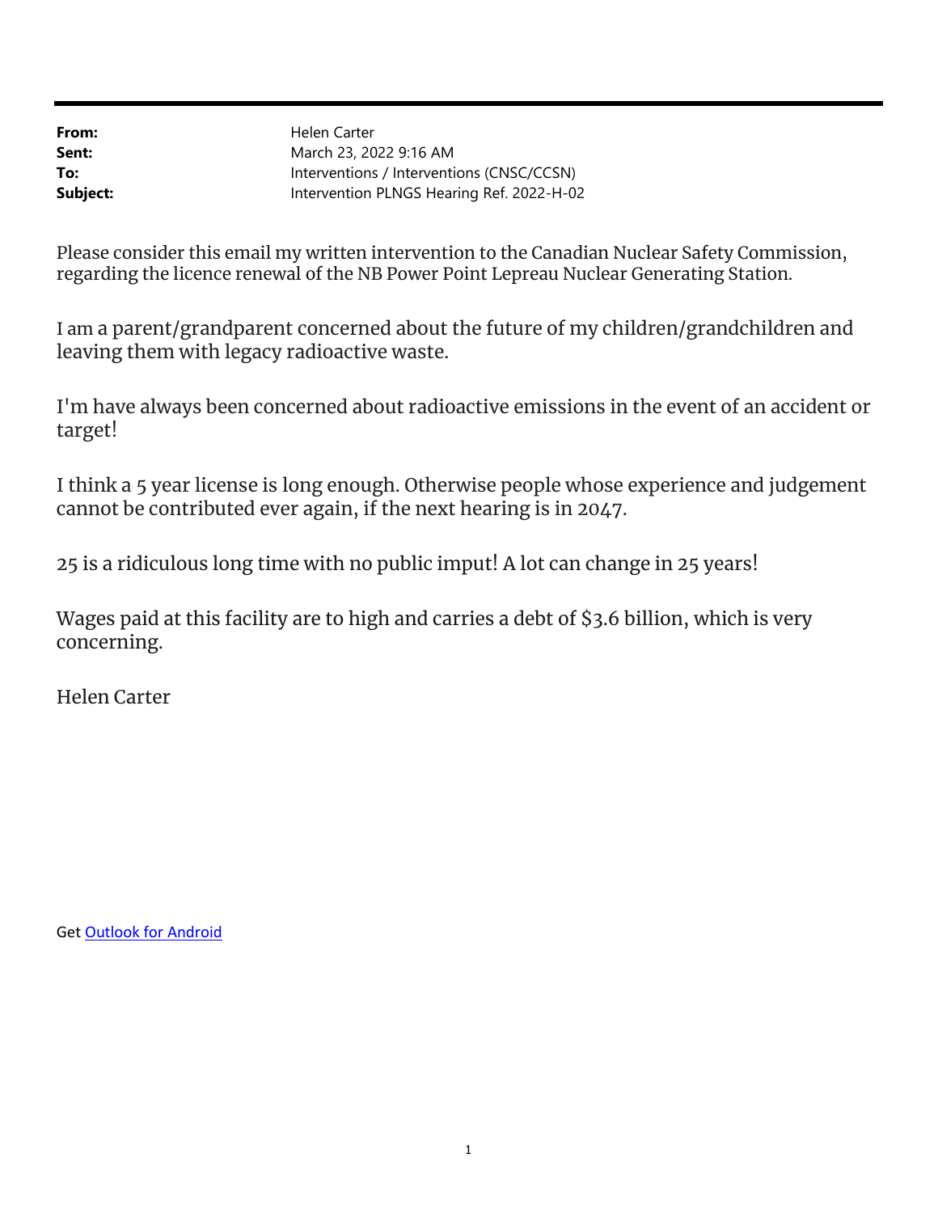| | |
|---|---|
| **From:** | Helen Carter |
| **Sent:** | March 23, 2022 9:16 AM |
| **To:** | Interventions / Interventions (CNSC/CCSN) |
| **Subject:** | Intervention PLNGS Hearing Ref. 2022-H-02 |

Please consider this email my written intervention to the Canadian Nuclear Safety Commission, regarding the licence renewal of the NB Power Point Lepreau Nuclear Generating Station.

I am a parent/grandparent concerned about the future of my children/grandchildren and leaving them with legacy radioactive waste.

I'm have always been concerned about radioactive emissions in the event of an accident or target!

I think a 5 year license is long enough. Otherwise people whose experience and judgement cannot be contributed ever again, if the next hearing is in 2047.

25 is a ridiculous long time with no public imput! A lot can change in 25 years!

Wages paid at this facility are to high and carries a debt of $3.6 billion, which is very concerning.

Helen Carter

Get [Outlook for Android]